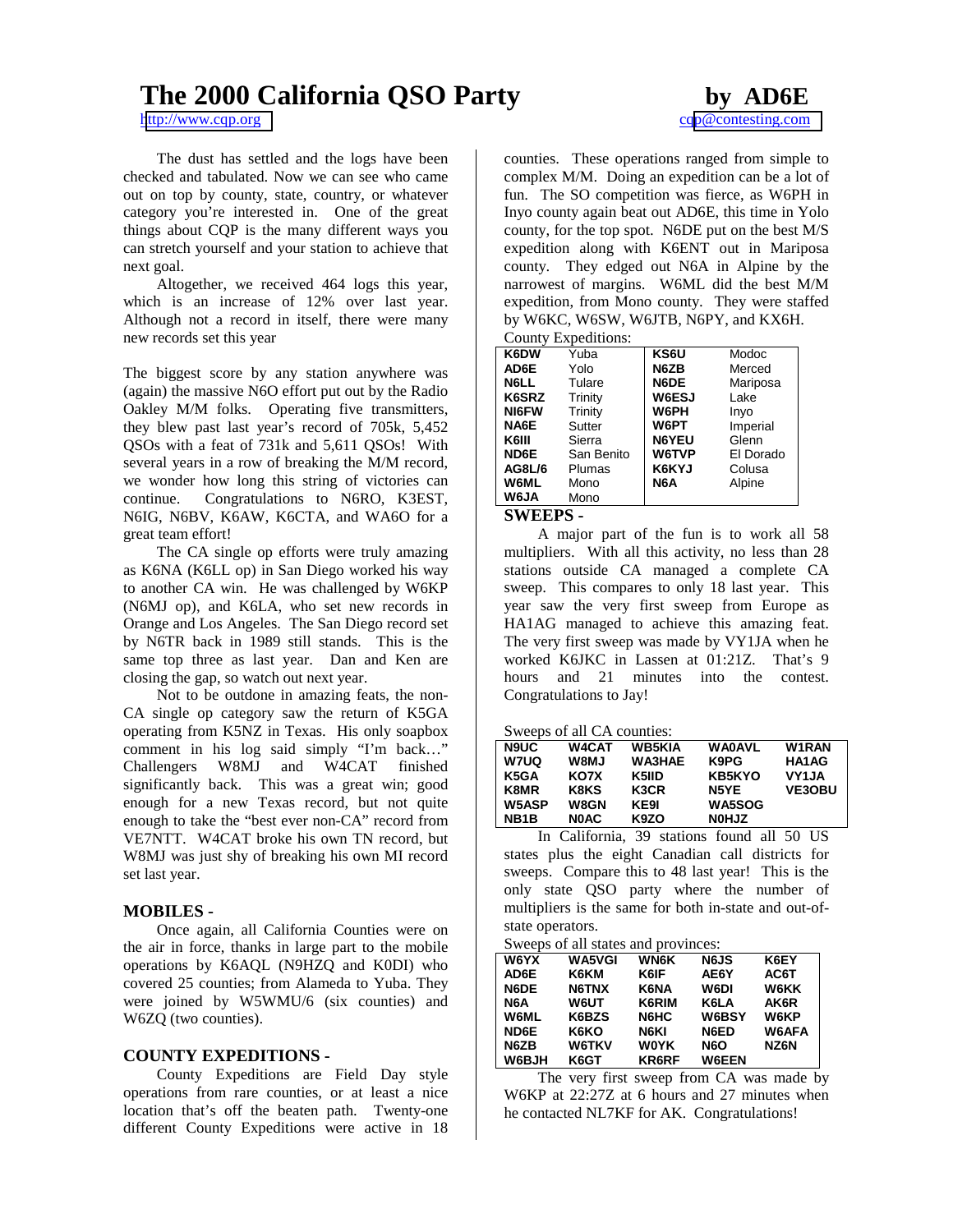# The 2000 California QSO Party

by AD6E

http://www.cqp.org

cqp@contesting.com

The dust has settled and the logs have been checked and tabulated. Now we can see who came out on top by county, state, country, or whatever category you're interested in. One of the great things about CQP is the many different ways you can stretch yourself and your station to achieve that next goal.

Altogether, we received 464 logs this year, which is an increase of 12% over last year. Although not a record in itself, there were many new records set this year

The biggest score by any station anywhere was (again) the massive N6O effort put out by the Radio Oakley M/M folks. Operating five transmitters, they blew past last year's record of 705k, 5,452 QSOs with a feat of 731k and 5,611 QSOs! With several years in a row of breaking the M/M record, we wonder how long this string of victories can continue. Congratulations to N6RO, K3EST, N6IG, N6BV, K6AW, K6CTA, and WA6O for a great team effort!

The CA single op efforts were truly amazing as K6NA (K6LL op) in San Diego worked his way to another CA win. He was challenged by W6KP (N6MJ op), and K6LA, who set new records in Orange and Los Angeles. The San Diego record set by N6TR back in 1989 still stands. This is the same top three as last year. Dan and Ken are closing the gap, so watch out next year.

Not to be outdone in amazing feats, the non-CA single op category saw the return of K5GA operating from K5NZ in Texas. His only soapbox comment in his log said simply "I'm back…" Challengers W8MJ and W4CAT finished significantly back. This was a great win; good enough for a new Texas record, but not quite enough to take the "best ever non-CA" record from VE7NTT. W4CAT broke his own TN record, but W8MJ was just shy of breaking his own MI record set last year.

## MOBILES -

Once again, all California Counties were on the air in force, thanks in large part to the mobile operations by K6AQL (N9HZQ and K0DI) who covered 25 counties; from Alameda to Yuba. They were joined by W5WMU/6 (six counties) and W6ZQ (two counties).

## COUNTY EXPEDITIONS -

County Expeditions are Field Day style operations from rare counties, or at least a nice location that's off the beaten path. Twenty-one different County Expeditions were active in 18 counties. These operations ranged from simple to complex M/M. Doing an expedition can be a lot of fun. The SO competition was fierce, as W6PH in Inyo county again beat out AD6E, this time in Yolo county, for the top spot. N6DE put on the best M/S expedition along with K6ENT out in Mariposa county. They edged out N6A in Alpine by the narrowest of margins. W6ML did the best M/M expedition, from Mono county. They were staffed by W6KC, W6SW, W6JTB, N6PY, and KX6H.

County Expeditions:

| | | | |
|---|---|---|---|
| **K6DW** | Yuba | **KS6U** | Modoc |
| **AD6E** | Yolo | **N6ZB** | Merced |
| **N6LL** | Tulare | **N6DE** | Mariposa |
| **K6SRZ** | Trinity | **W6ESJ** | Lake |
| **NI6FW** | Trinity | **W6PH** | Inyo |
| **NA6E** | Sutter | **W6PT** | Imperial |
| **K6III** | Sierra | **N6YEU** | Glenn |
| **ND6E** | San Benito | **W6TVP** | El Dorado |
| **AG8L/6** | Plumas | **K6KYJ** | Colusa |
| **W6ML** | Mono | **N6A** | Alpine |
| **W6JA** | Mono | | |

## SWEEPS -

A major part of the fun is to work all 58 multipliers. With all this activity, no less than 28 stations outside CA managed a complete CA sweep. This compares to only 18 last year. This year saw the very first sweep from Europe as HA1AG managed to achieve this amazing feat. The very first sweep was made by VY1JA when he worked K6JKC in Lassen at 01:21Z. That's 9 hours and 21 minutes into the contest. Congratulations to Jay!

Sweeps of all CA counties:

| | | | | |
|---|---|---|---|---|
| **N9UC** | **W4CAT** | **WB5KIA** | **WA0AVL** | **W1RAN** |
| **W7UQ** | **W8MJ** | **WA3HAE** | **K9PG** | **HA1AG** |
| **K5GA** | **KO7X** | **K5IID** | **KB5KYO** | **VY1JA** |
| **K8MR** | **K8KS** | **K3CR** | **N5YE** | **VE3OBU** |
| **W5ASP** | **W8GN** | **KE9I** | **WA5SOG** | |
| **NB1B** | **N0AC** | **K9ZO** | **N0HJZ** | |

In California, 39 stations found all 50 US states plus the eight Canadian call districts for sweeps. Compare this to 48 last year! This is the only state QSO party where the number of multipliers is the same for both in-state and out-of-state operators.

Sweeps of all states and provinces:

| | | | | |
|---|---|---|---|---|
| **W6YX** | **WA5VGI** | **WN6K** | **N6JS** | **K6EY** |
| **AD6E** | **K6KM** | **K6IF** | **AE6Y** | **AC6T** |
| **N6DE** | **N6TNX** | **K6NA** | **W6DI** | **W6KK** |
| **N6A** | **W6UT** | **K6RIM** | **K6LA** | **AK6R** |
| **W6ML** | **K6BZS** | **N6HC** | **W6BSY** | **W6KP** |
| **ND6E** | **K6KO** | **N6KI** | **N6ED** | **W6AFA** |
| **N6ZB** | **W6TKV** | **W0YK** | **N6O** | **NZ6N** |
| **W6BJH** | **K6GT** | **KR6RF** | **W6EEN** | |

The very first sweep from CA was made by W6KP at 22:27Z at 6 hours and 27 minutes when he contacted NL7KF for AK. Congratulations!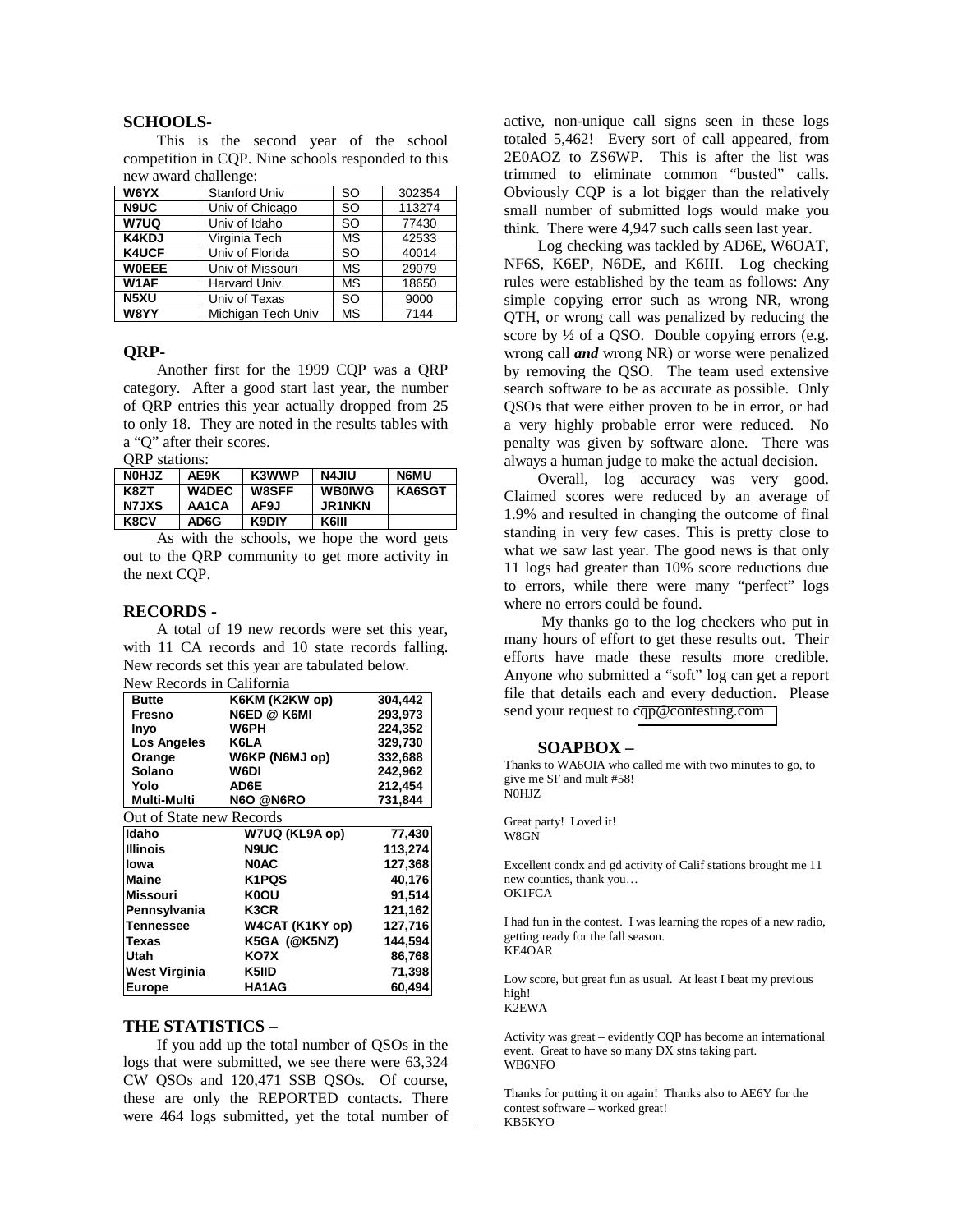## SCHOOLS-

This is the second year of the school competition in CQP. Nine schools responded to this new award challenge:

| | | | |
|---|---|---|---|
| **W6YX** | Stanford Univ | SO | 302354 |
| **N9UC** | Univ of Chicago | SO | 113274 |
| **W7UQ** | Univ of Idaho | SO | 77430 |
| **K4KDJ** | Virginia Tech | MS | 42533 |
| **K4UCF** | Univ of Florida | SO | 40014 |
| **W0EEE** | Univ of Missouri | MS | 29079 |
| **W1AF** | Harvard Univ. | MS | 18650 |
| **N5XU** | Univ of Texas | SO | 9000 |
| **W8YY** | Michigan Tech Univ | MS | 7144 |

## QRP-

Another first for the 1999 CQP was a QRP category. After a good start last year, the number of QRP entries this year actually dropped from 25 to only 18. They are noted in the results tables with a "Q" after their scores.

QRP stations:

| | | | | |
|---|---|---|---|---|
| **N0HJZ** | **AE9K** | **K3WWP** | **N4JIU** | **N6MU** |
| **K8ZT** | **W4DEC** | **W8SFF** | **WB0IWG** | **KA6SGT** |
| **N7JXS** | **AA1CA** | **AF9J** | **JR1NKN** | |
| **K8CV** | **AD6G** | **K9DIY** | **K6III** | |

As with the schools, we hope the word gets out to the QRP community to get more activity in the next CQP.

## RECORDS -

A total of 19 new records were set this year, with 11 CA records and 10 state records falling. New records set this year are tabulated below.

New Records in California

| | | |
|---|---|---|
| **Butte** | **K6KM (K2KW op)** | **304,442** |
| **Fresno** | **N6ED @ K6MI** | **293,973** |
| **Inyo** | **W6PH** | **224,352** |
| **Los Angeles** | **K6LA** | **329,730** |
| **Orange** | **W6KP (N6MJ op)** | **332,688** |
| **Solano** | **W6DI** | **242,962** |
| **Yolo** | **AD6E** | **212,454** |
| **Multi-Multi** | **N6O @N6RO** | **731,844** |

Out of State new Records

| | | |
|---|---|---|
| **Idaho** | **W7UQ (KL9A op)** | **77,430** |
| **Illinois** | **N9UC** | **113,274** |
| **Iowa** | **N0AC** | **127,368** |
| **Maine** | **K1PQS** | **40,176** |
| **Missouri** | **K0OU** | **91,514** |
| **Pennsylvania** | **K3CR** | **121,162** |
| **Tennessee** | **W4CAT (K1KY op)** | **127,716** |
| **Texas** | **K5GA (@K5NZ)** | **144,594** |
| **Utah** | **KO7X** | **86,768** |
| **West Virginia** | **K5IID** | **71,398** |
| **Europe** | **HA1AG** | **60,494** |

## THE STATISTICS –

If you add up the total number of QSOs in the logs that were submitted, we see there were 63,324 CW QSOs and 120,471 SSB QSOs. Of course, these are only the REPORTED contacts. There were 464 logs submitted, yet the total number of active, non-unique call signs seen in these logs totaled 5,462! Every sort of call appeared, from 2E0AOZ to ZS6WP. This is after the list was trimmed to eliminate common "busted" calls. Obviously CQP is a lot bigger than the relatively small number of submitted logs would make you think. There were 4,947 such calls seen last year.

Log checking was tackled by AD6E, W6OAT, NF6S, K6EP, N6DE, and K6III. Log checking rules were established by the team as follows: Any simple copying error such as wrong NR, wrong QTH, or wrong call was penalized by reducing the score by ½ of a QSO. Double copying errors (e.g. wrong call ***and*** wrong NR) or worse were penalized by removing the QSO. The team used extensive search software to be as accurate as possible. Only QSOs that were either proven to be in error, or had a very highly probable error were reduced. No penalty was given by software alone. There was always a human judge to make the actual decision.

Overall, log accuracy was very good. Claimed scores were reduced by an average of 1.9% and resulted in changing the outcome of final standing in very few cases. This is pretty close to what we saw last year. The good news is that only 11 logs had greater than 10% score reductions due to errors, while there were many "perfect" logs where no errors could be found.

My thanks go to the log checkers who put in many hours of effort to get these results out. Their efforts have made these results more credible. Anyone who submitted a "soft" log can get a report file that details each and every deduction. Please send your request to cqp@contesting.com

## SOAPBOX –

Thanks to WA6OIA who called me with two minutes to go, to give me SF and mult #58!
N0HJZ

Great party! Loved it!
W8GN

Excellent condx and gd activity of Calif stations brought me 11 new counties, thank you…
OK1FCA

I had fun in the contest. I was learning the ropes of a new radio, getting ready for the fall season.
KE4OAR

Low score, but great fun as usual. At least I beat my previous high!
K2EWA

Activity was great – evidently CQP has become an international event. Great to have so many DX stns taking part.
WB6NFO

Thanks for putting it on again! Thanks also to AE6Y for the contest software – worked great!
KB5KYO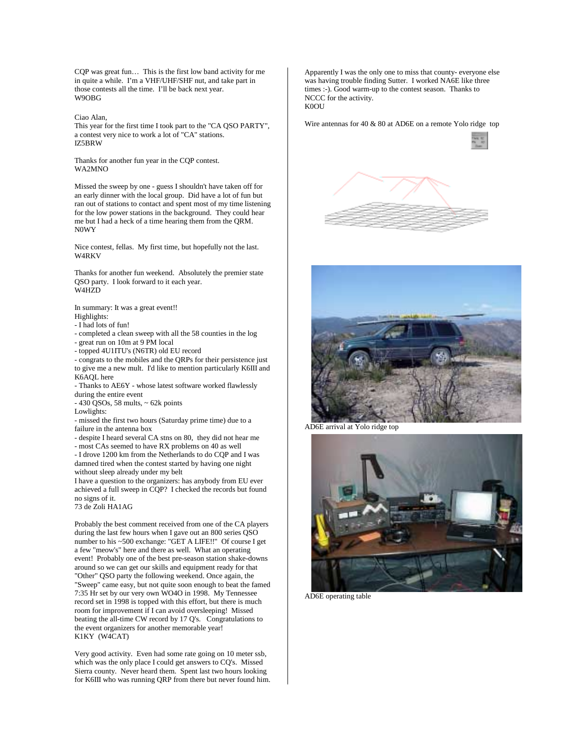CQP was great fun… This is the first low band activity for me in quite a while. I'm a VHF/UHF/SHF nut, and take part in those contests all the time. I'll be back next year.
W9OBG

Ciao Alan,
This year for the first time I took part to the "CA QSO PARTY", a contest very nice to work a lot of "CA" stations.
IZ5BRW

Thanks for another fun year in the CQP contest.
WA2MNO

Missed the sweep by one - guess I shouldn't have taken off for an early dinner with the local group. Did have a lot of fun but ran out of stations to contact and spent most of my time listening for the low power stations in the background. They could hear me but I had a heck of a time hearing them from the QRM.
N0WY

Nice contest, fellas. My first time, but hopefully not the last.
W4RKV

Thanks for another fun weekend. Absolutely the premier state QSO party. I look forward to it each year.
W4HZD

In summary: It was a great event!!
Highlights:
- I had lots of fun!
- completed a clean sweep with all the 58 counties in the log
- great run on 10m at 9 PM local
- topped 4U1ITU's (N6TR) old EU record
- congrats to the mobiles and the QRPs for their persistence just to give me a new mult. I'd like to mention particularly K6III and K6AQL here
- Thanks to AE6Y - whose latest software worked flawlessly during the entire event
- 430 QSOs, 58 mults, ~ 62k points
Lowlights:
- missed the first two hours (Saturday prime time) due to a failure in the antenna box
- despite I heard several CA stns on 80, they did not hear me
- most CAs seemed to have RX problems on 40 as well
- I drove 1200 km from the Netherlands to do CQP and I was damned tired when the contest started by having one night without sleep already under my belt
I have a question to the organizers: has anybody from EU ever achieved a full sweep in CQP? I checked the records but found no signs of it.
73 de Zoli HA1AG

Probably the best comment received from one of the CA players during the last few hours when I gave out an 800 series QSO number to his ~500 exchange: "GET A LIFE!!" Of course I get a few "meow's" here and there as well. What an operating event! Probably one of the best pre-season station shake-downs around so we can get our skills and equipment ready for that "Other" QSO party the following weekend. Once again, the "Sweep" came easy, but not quite soon enough to beat the famed 7:35 Hr set by our very own WO4O in 1998. My Tennessee record set in 1998 is topped with this effort, but there is much room for improvement if I can avoid oversleeping! Missed beating the all-time CW record by 17 Q's. Congratulations to the event organizers for another memorable year!
K1KY (W4CAT)

Very good activity. Even had some rate going on 10 meter ssb, which was the only place I could get answers to CQ's. Missed Sierra county. Never heard them. Spent last two hours looking for K6III who was running QRP from there but never found him. Apparently I was the only one to miss that county- everyone else was having trouble finding Sutter. I worked NA6E like three times :-). Good warm-up to the contest season. Thanks to NCCC for the activity.
K0OU

Wire antennas for 40 & 80 at AD6E on a remote Yolo ridge top

AD6E arrival at Yolo ridge top

AD6E operating table